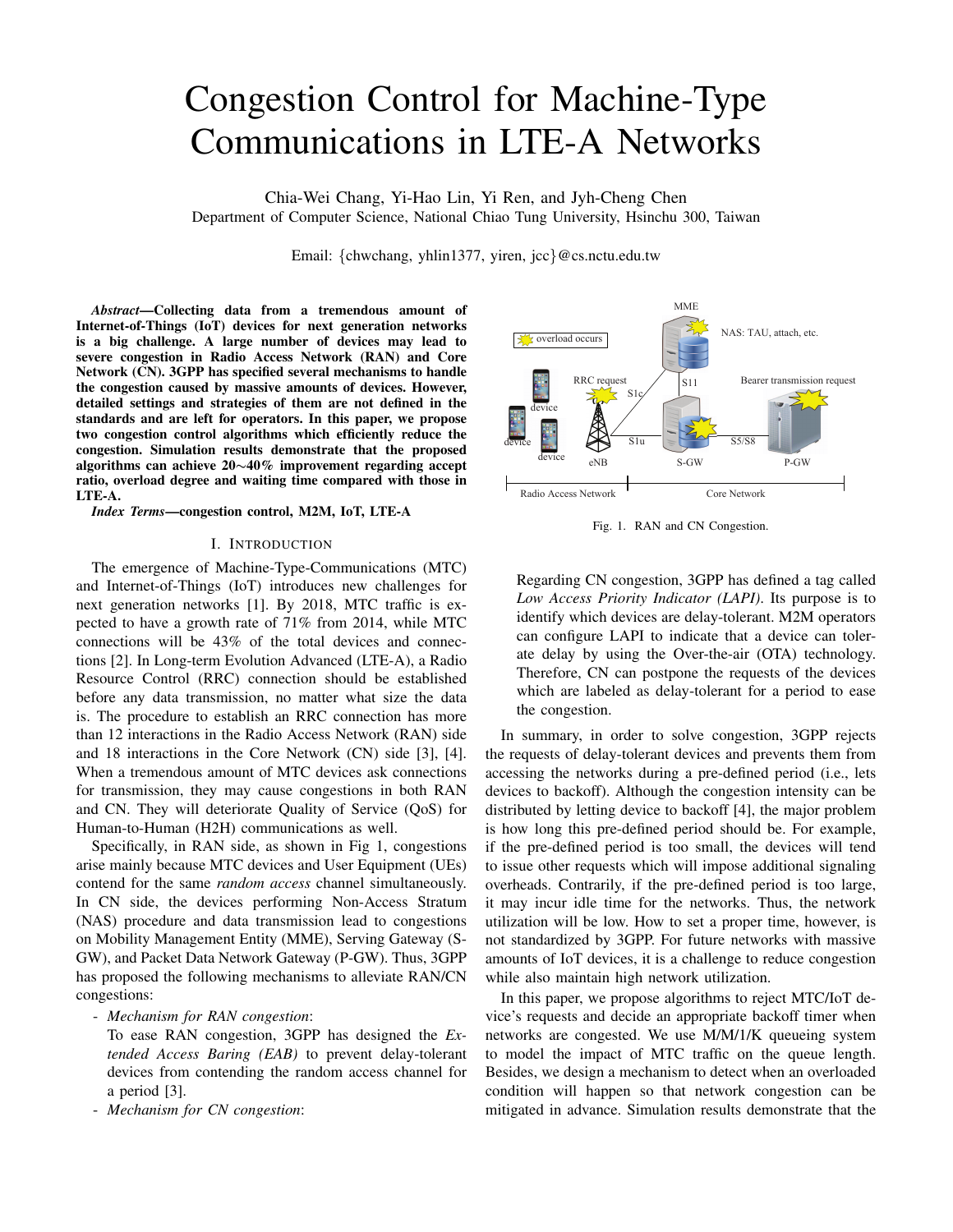# Congestion Control for Machine-Type Communications in LTE-A Networks

Chia-Wei Chang, Yi-Hao Lin, Yi Ren, and Jyh-Cheng Chen
Department of Computer Science, National Chiao Tung University, Hsinchu 300, Taiwan

Email: {chwchang, yhlin1377, yiren, jcc}@cs.nctu.edu.tw

***Abstract*—Collecting data from a tremendous amount of Internet-of-Things (IoT) devices for next generation networks is a big challenge. A large number of devices may lead to severe congestion in Radio Access Network (RAN) and Core Network (CN). 3GPP has specified several mechanisms to handle the congestion caused by massive amounts of devices. However, detailed settings and strategies of them are not defined in the standards and are left for operators. In this paper, we propose two congestion control algorithms which efficiently reduce the congestion. Simulation results demonstrate that the proposed algorithms can achieve 20∼40% improvement regarding accept ratio, overload degree and waiting time compared with those in LTE-A.**

***Index Terms*—congestion control, M2M, IoT, LTE-A**

## I. Introduction

The emergence of Machine-Type-Communications (MTC) and Internet-of-Things (IoT) introduces new challenges for next generation networks [1]. By 2018, MTC traffic is expected to have a growth rate of 71% from 2014, while MTC connections will be 43% of the total devices and connections [2]. In Long-term Evolution Advanced (LTE-A), a Radio Resource Control (RRC) connection should be established before any data transmission, no matter what size the data is. The procedure to establish an RRC connection has more than 12 interactions in the Radio Access Network (RAN) side and 18 interactions in the Core Network (CN) side [3], [4]. When a tremendous amount of MTC devices ask connections for transmission, they may cause congestions in both RAN and CN. They will deteriorate Quality of Service (QoS) for Human-to-Human (H2H) communications as well.

Specifically, in RAN side, as shown in Fig 1, congestions arise mainly because MTC devices and User Equipment (UEs) contend for the same *random access* channel simultaneously. In CN side, the devices performing Non-Access Stratum (NAS) procedure and data transmission lead to congestions on Mobility Management Entity (MME), Serving Gateway (S-GW), and Packet Data Network Gateway (P-GW). Thus, 3GPP has proposed the following mechanisms to alleviate RAN/CN congestions:

- *Mechanism for RAN congestion*:
  To ease RAN congestion, 3GPP has designed the *Extended Access Baring (EAB)* to prevent delay-tolerant devices from contending the random access channel for a period [3].
- *Mechanism for CN congestion*:
  Regarding CN congestion, 3GPP has defined a tag called *Low Access Priority Indicator (LAPI)*. Its purpose is to identify which devices are delay-tolerant. M2M operators can configure LAPI to indicate that a device can tolerate delay by using the Over-the-air (OTA) technology. Therefore, CN can postpone the requests of the devices which are labeled as delay-tolerant for a period to ease the congestion.

Fig. 1. RAN and CN Congestion.

In summary, in order to solve congestion, 3GPP rejects the requests of delay-tolerant devices and prevents them from accessing the networks during a pre-defined period (i.e., lets devices to backoff). Although the congestion intensity can be distributed by letting device to backoff [4], the major problem is how long this pre-defined period should be. For example, if the pre-defined period is too small, the devices will tend to issue other requests which will impose additional signaling overheads. Contrarily, if the pre-defined period is too large, it may incur idle time for the networks. Thus, the network utilization will be low. How to set a proper time, however, is not standardized by 3GPP. For future networks with massive amounts of IoT devices, it is a challenge to reduce congestion while also maintain high network utilization.

In this paper, we propose algorithms to reject MTC/IoT device's requests and decide an appropriate backoff timer when networks are congested. We use M/M/1/K queueing system to model the impact of MTC traffic on the queue length. Besides, we design a mechanism to detect when an overloaded condition will happen so that network congestion can be mitigated in advance. Simulation results demonstrate that the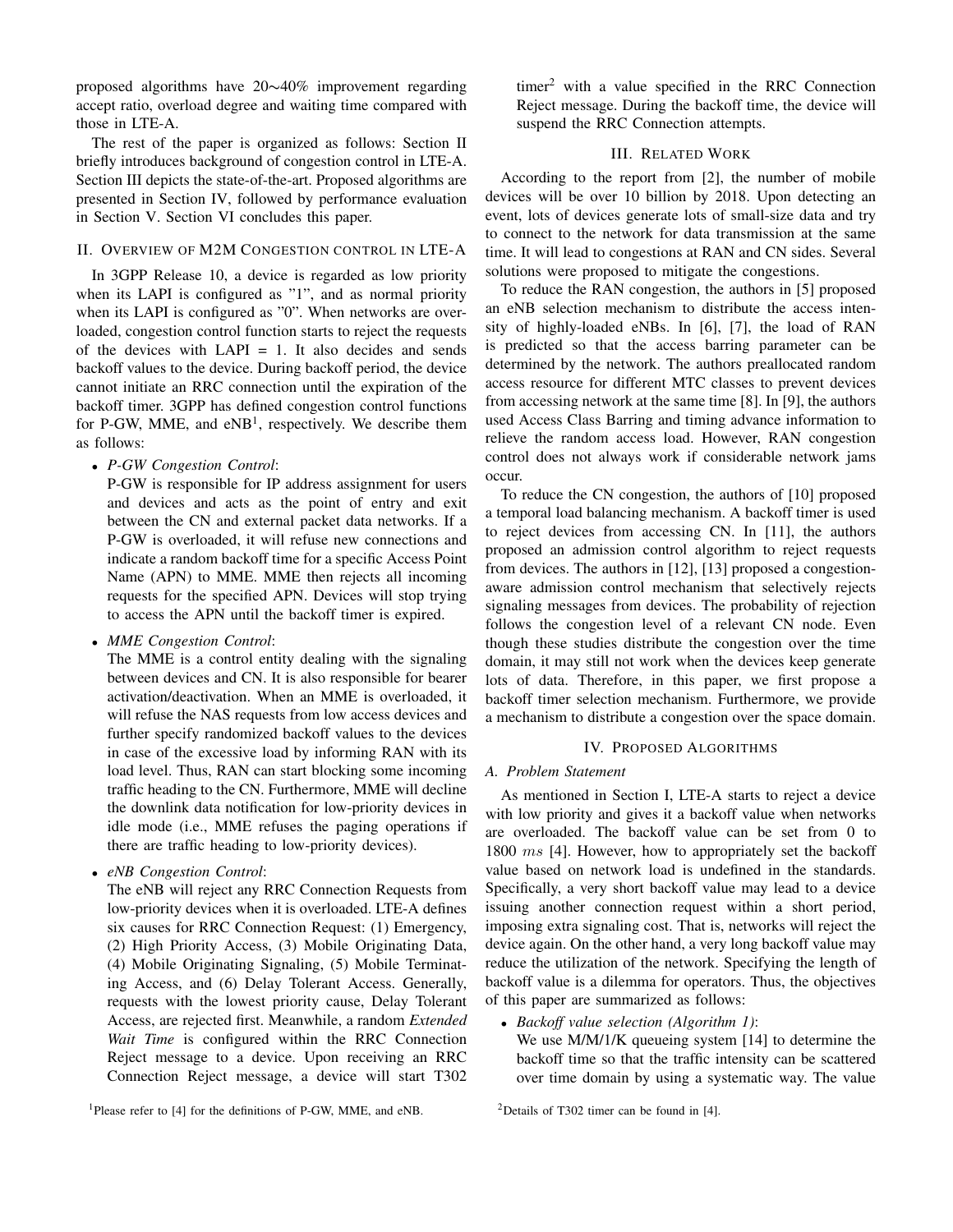proposed algorithms have 20∼40% improvement regarding accept ratio, overload degree and waiting time compared with those in LTE-A.

The rest of the paper is organized as follows: Section II briefly introduces background of congestion control in LTE-A. Section III depicts the state-of-the-art. Proposed algorithms are presented in Section IV, followed by performance evaluation in Section V. Section VI concludes this paper.

## II. Overview of M2M Congestion control in LTE-A

In 3GPP Release 10, a device is regarded as low priority when its LAPI is configured as "1", and as normal priority when its LAPI is configured as "0". When networks are overloaded, congestion control function starts to reject the requests of the devices with LAPI = 1. It also decides and sends backoff values to the device. During backoff period, the device cannot initiate an RRC connection until the expiration of the backoff timer. 3GPP has defined congestion control functions for P-GW, MME, and eNB[1], respectively. We describe them as follows:

- *P-GW Congestion Control*:
  P-GW is responsible for IP address assignment for users and devices and acts as the point of entry and exit between the CN and external packet data networks. If a P-GW is overloaded, it will refuse new connections and indicate a random backoff time for a specific Access Point Name (APN) to MME. MME then rejects all incoming requests for the specified APN. Devices will stop trying to access the APN until the backoff timer is expired.
- *MME Congestion Control*:
  The MME is a control entity dealing with the signaling between devices and CN. It is also responsible for bearer activation/deactivation. When an MME is overloaded, it will refuse the NAS requests from low access devices and further specify randomized backoff values to the devices in case of the excessive load by informing RAN with its load level. Thus, RAN can start blocking some incoming traffic heading to the CN. Furthermore, MME will decline the downlink data notification for low-priority devices in idle mode (i.e., MME refuses the paging operations if there are traffic heading to low-priority devices).
- *eNB Congestion Control*:
  The eNB will reject any RRC Connection Requests from low-priority devices when it is overloaded. LTE-A defines six causes for RRC Connection Request: (1) Emergency, (2) High Priority Access, (3) Mobile Originating Data, (4) Mobile Originating Signaling, (5) Mobile Terminating Access, and (6) Delay Tolerant Access. Generally, requests with the lowest priority cause, Delay Tolerant Access, are rejected first. Meanwhile, a random *Extended Wait Time* is configured within the RRC Connection Reject message to a device. Upon receiving an RRC Connection Reject message, a device will start T302 timer[2] with a value specified in the RRC Connection Reject message. During the backoff time, the device will suspend the RRC Connection attempts.

## III. Related Work

According to the report from [2], the number of mobile devices will be over 10 billion by 2018. Upon detecting an event, lots of devices generate lots of small-size data and try to connect to the network for data transmission at the same time. It will lead to congestions at RAN and CN sides. Several solutions were proposed to mitigate the congestions.

To reduce the RAN congestion, the authors in [5] proposed an eNB selection mechanism to distribute the access intensity of highly-loaded eNBs. In [6], [7], the load of RAN is predicted so that the access barring parameter can be determined by the network. The authors preallocated random access resource for different MTC classes to prevent devices from accessing network at the same time [8]. In [9], the authors used Access Class Barring and timing advance information to relieve the random access load. However, RAN congestion control does not always work if considerable network jams occur.

To reduce the CN congestion, the authors of [10] proposed a temporal load balancing mechanism. A backoff timer is used to reject devices from accessing CN. In [11], the authors proposed an admission control algorithm to reject requests from devices. The authors in [12], [13] proposed a congestion-aware admission control mechanism that selectively rejects signaling messages from devices. The probability of rejection follows the congestion level of a relevant CN node. Even though these studies distribute the congestion over the time domain, it may still not work when the devices keep generate lots of data. Therefore, in this paper, we first propose a backoff timer selection mechanism. Furthermore, we provide a mechanism to distribute a congestion over the space domain.

## IV. Proposed Algorithms

### A. Problem Statement

As mentioned in Section I, LTE-A starts to reject a device with low priority and gives it a backoff value when networks are overloaded. The backoff value can be set from 0 to 1800 $ms$ [4]. However, how to appropriately set the backoff value based on network load is undefined in the standards. Specifically, a very short backoff value may lead to a device issuing another connection request within a short period, imposing extra signaling cost. That is, networks will reject the device again. On the other hand, a very long backoff value may reduce the utilization of the network. Specifying the length of backoff value is a dilemma for operators. Thus, the objectives of this paper are summarized as follows:

- *Backoff value selection (Algorithm 1)*:
  We use M/M/1/K queueing system [14] to determine the backoff time so that the traffic intensity can be scattered over time domain by using a systematic way. The value

[1]Please refer to [4] for the definitions of P-GW, MME, and eNB.

[2]Details of T302 timer can be found in [4].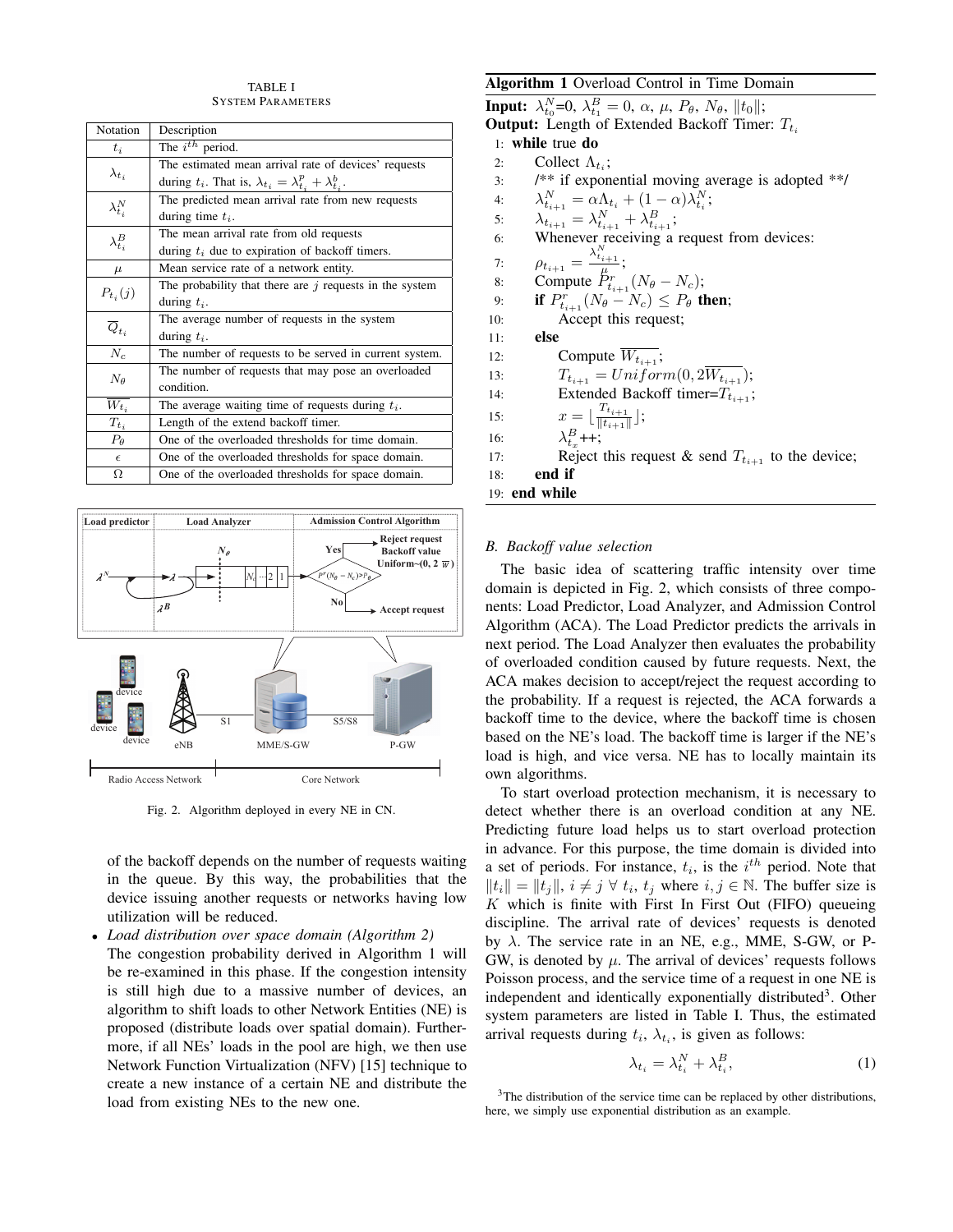TABLE I
SYSTEM PARAMETERS

| Notation | Description |
|---|---|
| $t_i$ | The $i^{th}$ period. |
| $\lambda_{t_i}$ | The estimated mean arrival rate of devices' requests during $t_i$. That is, $\lambda_{t_i} = \lambda^p_{t_i} + \lambda^b_{t_i}$. |
| $\lambda^N_{t_i}$ | The predicted mean arrival rate from new requests during time $t_i$. |
| $\lambda^B_{t_i}$ | The mean arrival rate from old requests during $t_i$ due to expiration of backoff timers. |
| $\mu$ | Mean service rate of a network entity. |
| $P_{t_i}(j)$ | The probability that there are $j$ requests in the system during $t_i$. |
| $\overline{Q}_{t_i}$ | The average number of requests in the system during $t_i$. |
| $N_c$ | The number of requests to be served in current system. |
| $N_\theta$ | The number of requests that may pose an overloaded condition. |
| $\overline{W_{t_i}}$ | The average waiting time of requests during $t_i$. |
| $T_{t_i}$ | Length of the extend backoff timer. |
| $P_\theta$ | One of the overloaded thresholds for time domain. |
| $\epsilon$ | One of the overloaded thresholds for space domain. |
| $\Omega$ | One of the overloaded thresholds for space domain. |

Fig. 2. Algorithm deployed in every NE in CN.

of the backoff depends on the number of requests waiting in the queue. By this way, the probabilities that the device issuing another requests or networks having low utilization will be reduced.

- *Load distribution over space domain (Algorithm 2)*
  The congestion probability derived in Algorithm 1 will be re-examined in this phase. If the congestion intensity is still high due to a massive number of devices, an algorithm to shift loads to other Network Entities (NE) is proposed (distribute loads over spatial domain). Furthermore, if all NEs' loads in the pool are high, we then use Network Function Virtualization (NFV) [15] technique to create a new instance of a certain NE and distribute the load from existing NEs to the new one.

**Algorithm 1** Overload Control in Time Domain

**Input:** $\lambda^N_{t_0}$=0, $\lambda^B_{t_1} = 0$, $\alpha$, $\mu$, $P_\theta$, $N_\theta$, $\|t_0\|$;
**Output:** Length of Extended Backoff Timer: $T_{t_i}$

1: **while** true **do**
2: Collect $\Lambda_{t_i}$;
3: /** if exponential moving average is adopted **/
4: $\lambda^N_{t_{i+1}} = \alpha\Lambda_{t_i} + (1-\alpha)\lambda^N_{t_i}$;
5: $\lambda_{t_{i+1}} = \lambda^N_{t_{i+1}} + \lambda^B_{t_{i+1}}$;
6: Whenever receiving a request from devices:
7: $\rho_{t_{i+1}} = \frac{\lambda^N_{t_{i+1}}}{\mu}$;
8: Compute $P^r_{t_{i+1}}(N_\theta - N_c)$;
9: **if** $P^r_{t_{i+1}}(N_\theta - N_c) \le P_\theta$ **then**;
10: Accept this request;
11: **else**
12: Compute $\overline{W_{t_{i+1}}}$;
13: $T_{t_{i+1}} = Uniform(0, 2\overline{W_{t_{i+1}}})$;
14: Extended Backoff timer=$T_{t_{i+1}}$;
15: $x = \lfloor \frac{T_{t_{i+1}}}{\|t_{i+1}\|} \rfloor$;
16: $\lambda^B_{t_x}$++;
17: Reject this request & send $T_{t_{i+1}}$ to the device;
18: **end if**
19: **end while**

### B. Backoff value selection

The basic idea of scattering traffic intensity over time domain is depicted in Fig. 2, which consists of three components: Load Predictor, Load Analyzer, and Admission Control Algorithm (ACA). The Load Predictor predicts the arrivals in next period. The Load Analyzer then evaluates the probability of overloaded condition caused by future requests. Next, the ACA makes decision to accept/reject the request according to the probability. If a request is rejected, the ACA forwards a backoff time to the device, where the backoff time is chosen based on the NE's load. The backoff time is larger if the NE's load is high, and vice versa. NE has to locally maintain its own algorithms.

To start overload protection mechanism, it is necessary to detect whether there is an overload condition at any NE. Predicting future load helps us to start overload protection in advance. For this purpose, the time domain is divided into a set of periods. For instance, $t_i$, is the $i^{th}$ period. Note that $\|t_i\| = \|t_j\|$, $i \neq j \; \forall \; t_i$, $t_j$ where $i, j \in \mathbb{N}$. The buffer size is $K$ which is finite with First In First Out (FIFO) queueing discipline. The arrival rate of devices' requests is denoted by $\lambda$. The service rate in an NE, e.g., MME, S-GW, or P-GW, is denoted by $\mu$. The arrival of devices' requests follows Poisson process, and the service time of a request in one NE is independent and identically exponentially distributed[3]. Other system parameters are listed in Table I. Thus, the estimated arrival requests during $t_i$, $\lambda_{t_i}$, is given as follows:

$$\lambda_{t_i} = \lambda^N_{t_i} + \lambda^B_{t_i}, \tag{1}$$

[3]The distribution of the service time can be replaced by other distributions, here, we simply use exponential distribution as an example.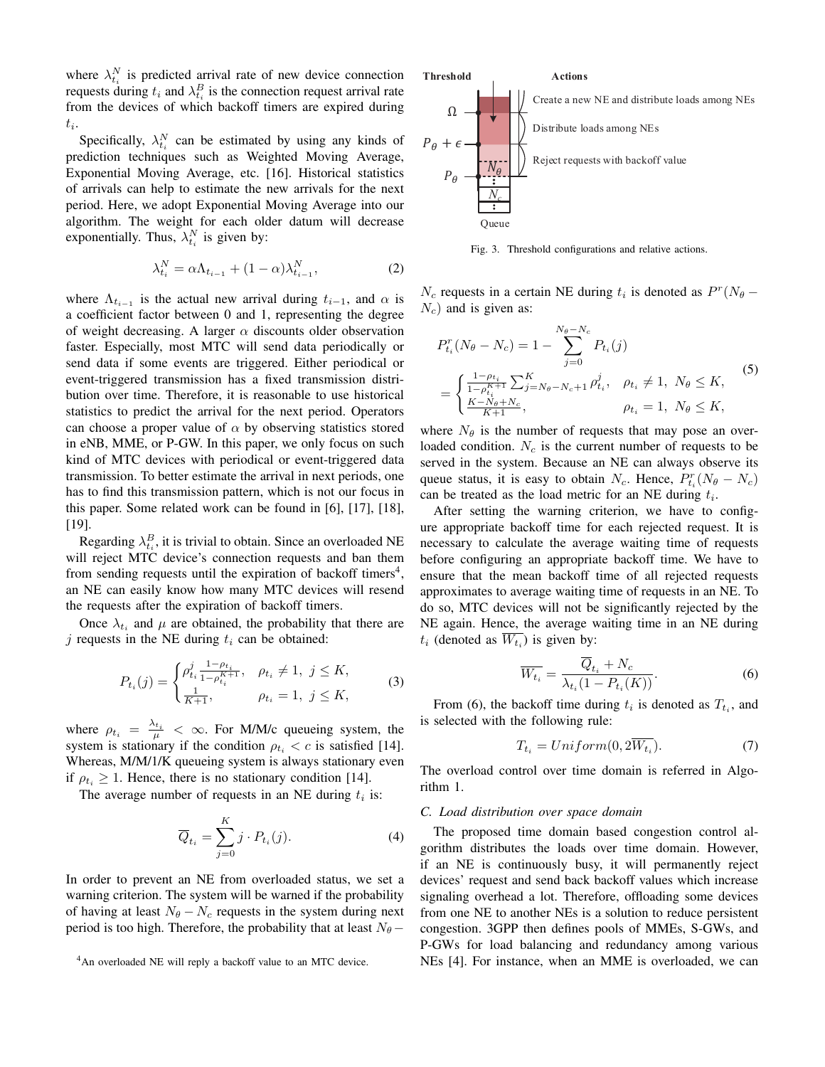where $\lambda_{t_i}^N$ is predicted arrival rate of new device connection requests during $t_i$ and $\lambda_{t_i}^B$ is the connection request arrival rate from the devices of which backoff timers are expired during $t_i$.

Specifically, $\lambda_{t_i}^N$ can be estimated by using any kinds of prediction techniques such as Weighted Moving Average, Exponential Moving Average, etc. [16]. Historical statistics of arrivals can help to estimate the new arrivals for the next period. Here, we adopt Exponential Moving Average into our algorithm. The weight for each older datum will decrease exponentially. Thus, $\lambda_{t_i}^N$ is given by:

$$\lambda_{t_i}^N = \alpha \Lambda_{t_{i-1}} + (1-\alpha)\lambda_{t_{i-1}}^N, \tag{2}$$

where $\Lambda_{t_{i-1}}$ is the actual new arrival during $t_{i-1}$, and $\alpha$ is a coefficient factor between 0 and 1, representing the degree of weight decreasing. A larger $\alpha$ discounts older observation faster. Especially, most MTC will send data periodically or send data if some events are triggered. Either periodical or event-triggered transmission has a fixed transmission distribution over time. Therefore, it is reasonable to use historical statistics to predict the arrival for the next period. Operators can choose a proper value of $\alpha$ by observing statistics stored in eNB, MME, or P-GW. In this paper, we only focus on such kind of MTC devices with periodical or event-triggered data transmission. To better estimate the arrival in next periods, one has to find this transmission pattern, which is not our focus in this paper. Some related work can be found in [6], [17], [18], [19].

Regarding $\lambda_{t_i}^B$, it is trivial to obtain. Since an overloaded NE will reject MTC device's connection requests and ban them from sending requests until the expiration of backoff timers[4], an NE can easily know how many MTC devices will resend the requests after the expiration of backoff timers.

Once $\lambda_{t_i}$ and $\mu$ are obtained, the probability that there are $j$ requests in the NE during $t_i$ can be obtained:

$$P_{t_i}(j) = \begin{cases} \rho_{t_i}^j \frac{1-\rho_{t_i}}{1-\rho_{t_i}^{K+1}}, & \rho_{t_i} \neq 1,\ j \leq K, \\ \frac{1}{K+1}, & \rho_{t_i} = 1,\ j \leq K, \end{cases} \tag{3}$$

where $\rho_{t_i} = \frac{\lambda_{t_i}}{\mu} < \infty$. For M/M/c queueing system, the system is stationary if the condition $\rho_{t_i} < c$ is satisfied [14]. Whereas, M/M/1/K queueing system is always stationary even if $\rho_{t_i} \geq 1$. Hence, there is no stationary condition [14].

The average number of requests in an NE during $t_i$ is:

$$\overline{Q}_{t_i} = \sum_{j=0}^{K} j \cdot P_{t_i}(j). \tag{4}$$

In order to prevent an NE from overloaded status, we set a warning criterion. The system will be warned if the probability of having at least $N_\theta - N_c$ requests in the system during next period is too high. Therefore, the probability that at least $N_\theta - N_c$ requests in a certain NE during $t_i$ is denoted as $P^r(N_\theta - N_c)$ and is given as:

$$\begin{aligned} P_{t_i}^r(N_\theta - N_c) &= 1 - \sum_{j=0}^{N_\theta - N_c} P_{t_i}(j) \\ &= \begin{cases} \frac{1-\rho_{t_i}}{1-\rho_{t_i}^{K+1}} \sum_{j=N_\theta-N_c+1}^{K} \rho_{t_i}^j, & \rho_{t_i} \neq 1,\ N_\theta \leq K, \\ \frac{K-N_\theta+N_c}{K+1}, & \rho_{t_i} = 1,\ N_\theta \leq K, \end{cases} \end{aligned} \tag{5}$$

where $N_\theta$ is the number of requests that may pose an overloaded condition. $N_c$ is the current number of requests to be served in the system. Because an NE can always observe its queue status, it is easy to obtain $N_c$. Hence, $P_{t_i}^r(N_\theta - N_c)$ can be treated as the load metric for an NE during $t_i$.

After setting the warning criterion, we have to configure appropriate backoff time for each rejected request. It is necessary to calculate the average waiting time of requests before configuring an appropriate backoff time. We have to ensure that the mean backoff time of all rejected requests approximates to average waiting time of requests in an NE. To do so, MTC devices will not be significantly rejected by the NE again. Hence, the average waiting time in an NE during $t_i$ (denoted as $\overline{W_{t_i}}$) is given by:

$$\overline{W_{t_i}} = \frac{\overline{Q}_{t_i} + N_c}{\lambda_{t_i}(1 - P_{t_i}(K))}. \tag{6}$$

From (6), the backoff time during $t_i$ is denoted as $T_{t_i}$, and is selected with the following rule:

$$T_{t_i} = Uniform(0, 2\overline{W_{t_i}}). \tag{7}$$

The overload control over time domain is referred in Algorithm 1.

### C. Load distribution over space domain

The proposed time domain based congestion control algorithm distributes the loads over time domain. However, if an NE is continuously busy, it will permanently reject devices' request and send back backoff values which increase signaling overhead a lot. Therefore, offloading some devices from one NE to another NEs is a solution to reduce persistent congestion. 3GPP then defines pools of MMEs, S-GWs, and P-GWs for load balancing and redundancy among various NEs [4]. For instance, when an MME is overloaded, we can

Fig. 3. Threshold configurations and relative actions.

[4]An overloaded NE will reply a backoff value to an MTC device.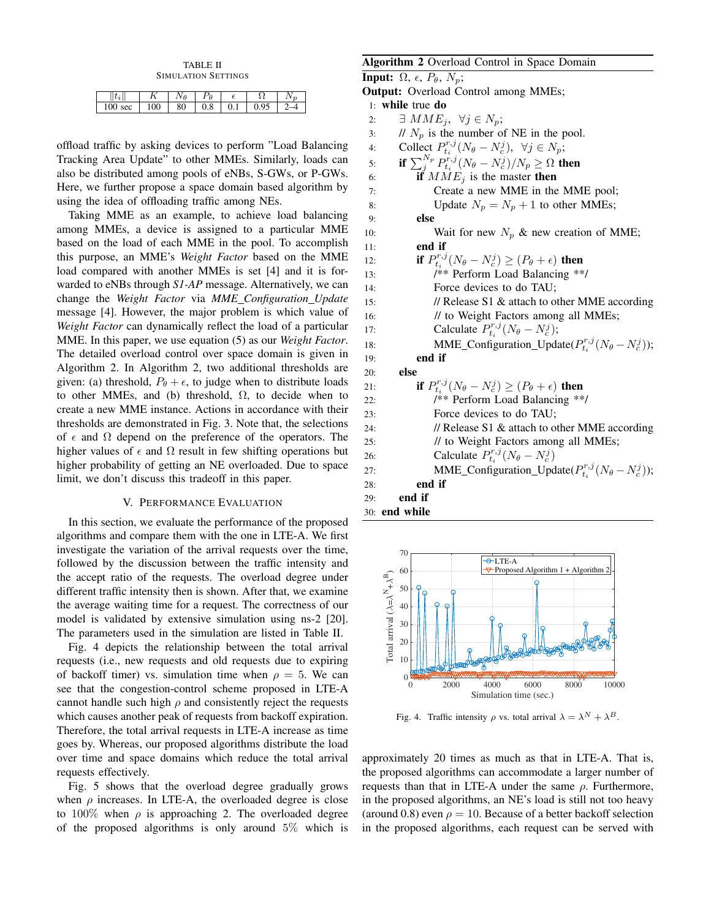TABLE II
SIMULATION SETTINGS

| $\|t_i\|$ | $K$ | $N_\theta$ | $P_\theta$ | $\epsilon$ | $\Omega$ | $N_p$ |
|---|---|---|---|---|---|---|
| 100 sec | 100 | 80 | 0.8 | 0.1 | 0.95 | 2–4 |

offload traffic by asking devices to perform "Load Balancing Tracking Area Update" to other MMEs. Similarly, loads can also be distributed among pools of eNBs, S-GWs, or P-GWs. Here, we further propose a space domain based algorithm by using the idea of offloading traffic among NEs.

Taking MME as an example, to achieve load balancing among MMEs, a device is assigned to a particular MME based on the load of each MME in the pool. To accomplish this purpose, an MME's *Weight Factor* based on the MME load compared with another MMEs is set [4] and it is forwarded to eNBs through *S1-AP* message. Alternatively, we can change the *Weight Factor* via *MME_Configuration_Update* message [4]. However, the major problem is which value of *Weight Factor* can dynamically reflect the load of a particular MME. In this paper, we use equation (5) as our *Weight Factor*. The detailed overload control over space domain is given in Algorithm 2. In Algorithm 2, two additional thresholds are given: (a) threshold, $P_\theta + \epsilon$, to judge when to distribute loads to other MMEs, and (b) threshold, $\Omega$, to decide when to create a new MME instance. Actions in accordance with their thresholds are demonstrated in Fig. 3. Note that, the selections of $\epsilon$ and $\Omega$ depend on the preference of the operators. The higher values of $\epsilon$ and $\Omega$ result in few shifting operations but higher probability of getting an NE overloaded. Due to space limit, we don't discuss this tradeoff in this paper.

**Algorithm 2** Overload Control in Space Domain

**Input:** $\Omega$, $\epsilon$, $P_\theta$, $N_p$;
**Output:** Overload Control among MMEs;

```
1:  while true do
2:      ∃ MME_j, ∀j ∈ N_p;
3:      // N_p is the number of NE in the pool.
4:      Collect P_{t_i}^{r,j}(N_θ − N_c^j), ∀j ∈ N_p;
5:      if Σ_j^{N_p} P_{t_i}^{r,j}(N_θ − N_c^j)/N_p ≥ Ω then
6:          if MME_j is the master then
7:              Create a new MME in the MME pool;
8:              Update N_p = N_p + 1 to other MMEs;
9:          else
10:             Wait for new N_p & new creation of MME;
11:         end if
12:         if P_{t_i}^{r,j}(N_θ − N_c^j) ≥ (P_θ + ε) then
13:             /** Perform Load Balancing **/
14:             Force devices to do TAU;
15:             // Release S1 & attach to other MME according
16:             // to Weight Factors among all MMEs;
17:             Calculate P_{t_i}^{r,j}(N_θ − N_c^j);
18:             MME_Configuration_Update(P_{t_i}^{r,j}(N_θ − N_c^j));
19:         end if
20:     else
21:         if P_{t_i}^{r,j}(N_θ − N_c^j) ≥ (P_θ + ε) then
22:             /** Perform Load Balancing **/
23:             Force devices to do TAU;
24:             // Release S1 & attach to other MME according
25:             // to Weight Factors among all MMEs;
26:             Calculate P_{t_i}^{r,j}(N_θ − N_c^j)
27:             MME_Configuration_Update(P_{t_i}^{r,j}(N_θ − N_c^j));
28:         end if
29:     end if
30: end while
```

## V. PERFORMANCE EVALUATION

In this section, we evaluate the performance of the proposed algorithms and compare them with the one in LTE-A. We first investigate the variation of the arrival requests over the time, followed by the discussion between the traffic intensity and the accept ratio of the requests. The overload degree under different traffic intensity then is shown. After that, we examine the average waiting time for a request. The correctness of our model is validated by extensive simulation using ns-2 [20]. The parameters used in the simulation are listed in Table II.

Fig. 4 depicts the relationship between the total arrival requests (i.e., new requests and old requests due to expiring of backoff timer) vs. simulation time when $\rho = 5$. We can see that the congestion-control scheme proposed in LTE-A cannot handle such high $\rho$ and consistently reject the requests which causes another peak of requests from backoff expiration. Therefore, the total arrival requests in LTE-A increase as time goes by. Whereas, our proposed algorithms distribute the load over time and space domains which reduce the total arrival requests effectively.

Fig. 5 shows that the overload degree gradually grows when $\rho$ increases. In LTE-A, the overloaded degree is close to 100% when $\rho$ is approaching 2. The overloaded degree of the proposed algorithms is only around 5% which is approximately 20 times as much as that in LTE-A. That is, the proposed algorithms can accommodate a larger number of requests than that in LTE-A under the same $\rho$. Furthermore, in the proposed algorithms, an NE's load is still not too heavy (around 0.8) even $\rho = 10$. Because of a better backoff selection in the proposed algorithms, each request can be served with

Fig. 4. Traffic intensity $\rho$ vs. total arrival $\lambda = \lambda^N + \lambda^B$.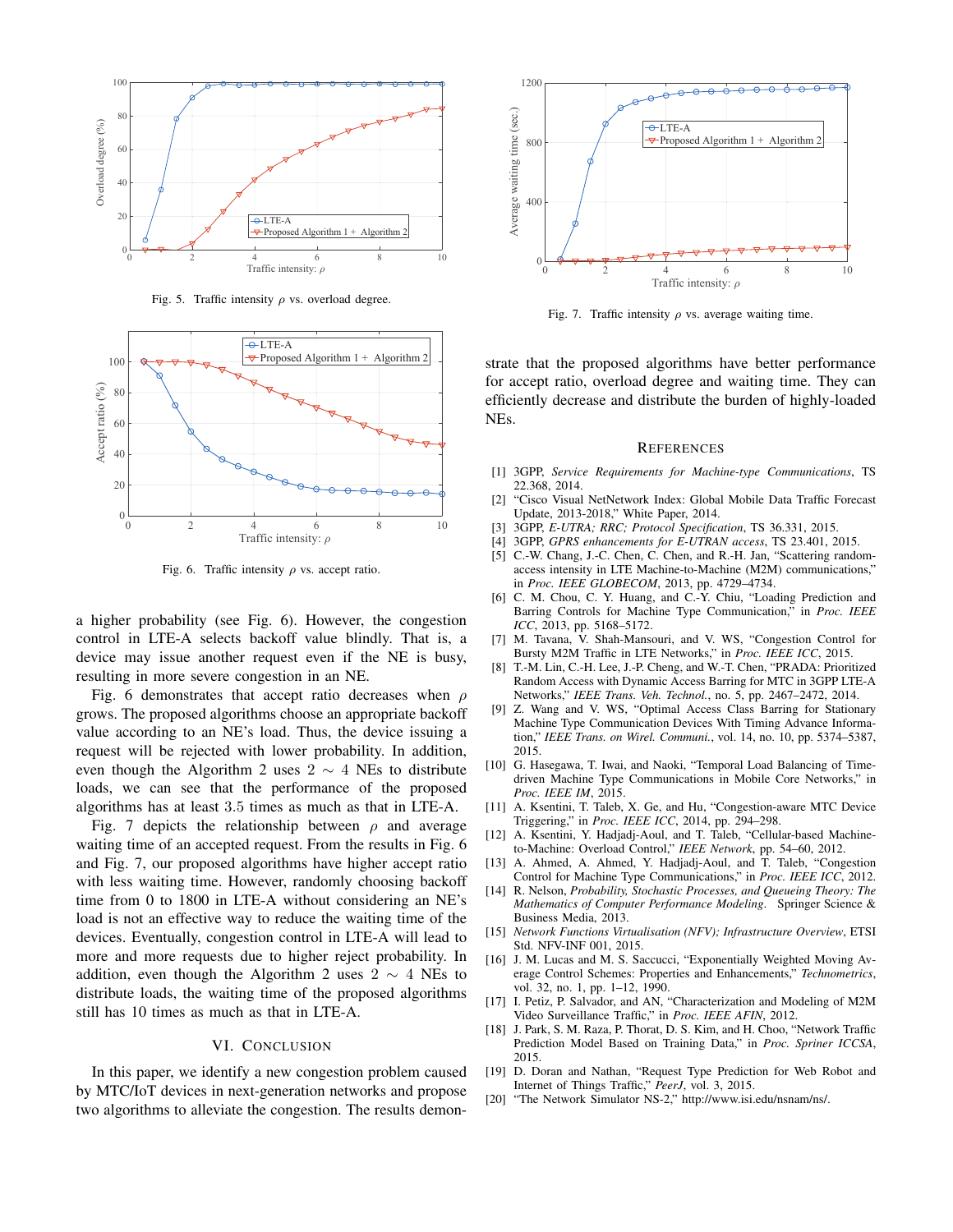100
80
60
40
20
0
Overload degree (%)
0
2
4
6
8
10
Traffic intensity: $\rho$
LTE-A
Proposed Algorithm 1 + Algorithm 2

Fig. 5. Traffic intensity $\rho$ vs. overload degree.

LTE-A
Proposed Algorithm 1 + Algorithm 2
100
80
60
40
20
0
Accept ratio (%)
0
2
4
6
8
10
Traffic intensity: $\rho$

Fig. 6. Traffic intensity $\rho$ vs. accept ratio.

a higher probability (see Fig. 6). However, the congestion control in LTE-A selects backoff value blindly. That is, a device may issue another request even if the NE is busy, resulting in more severe congestion in an NE.

Fig. 6 demonstrates that accept ratio decreases when $\rho$ grows. The proposed algorithms choose an appropriate backoff value according to an NE's load. Thus, the device issuing a request will be rejected with lower probability. In addition, even though the Algorithm 2 uses $2 \sim 4$ NEs to distribute loads, we can see that the performance of the proposed algorithms has at least 3.5 times as much as that in LTE-A.

Fig. 7 depicts the relationship between $\rho$ and average waiting time of an accepted request. From the results in Fig. 6 and Fig. 7, our proposed algorithms have higher accept ratio with less waiting time. However, randomly choosing backoff time from 0 to 1800 in LTE-A without considering an NE's load is not an effective way to reduce the waiting time of the devices. Eventually, congestion control in LTE-A will lead to more and more requests due to higher reject probability. In addition, even though the Algorithm 2 uses $2 \sim 4$ NEs to distribute loads, the waiting time of the proposed algorithms still has 10 times as much as that in LTE-A.

## VI. Conclusion

In this paper, we identify a new congestion problem caused by MTC/IoT devices in next-generation networks and propose two algorithms to alleviate the congestion. The results demonstrate that the proposed algorithms have better performance for accept ratio, overload degree and waiting time. They can efficiently decrease and distribute the burden of highly-loaded NEs.

1200
800
400
0
Average waiting time (sec.)
0
2
4
6
8
10
Traffic intensity: $\rho$
LTE-A
Proposed Algorithm 1 + Algorithm 2

Fig. 7. Traffic intensity $\rho$ vs. average waiting time.

## References

[1] 3GPP, *Service Requirements for Machine-type Communications*, TS 22.368, 2014.

[2] "Cisco Visual NetNetwork Index: Global Mobile Data Traffic Forecast Update, 2013-2018," White Paper, 2014.

[3] 3GPP, *E-UTRA; RRC; Protocol Specification*, TS 36.331, 2015.

[4] 3GPP, *GPRS enhancements for E-UTRAN access*, TS 23.401, 2015.

[5] C.-W. Chang, J.-C. Chen, C. Chen, and R.-H. Jan, "Scattering random-access intensity in LTE Machine-to-Machine (M2M) communications," in *Proc. IEEE GLOBECOM*, 2013, pp. 4729–4734.

[6] C. M. Chou, C. Y. Huang, and C.-Y. Chiu, "Loading Prediction and Barring Controls for Machine Type Communication," in *Proc. IEEE ICC*, 2013, pp. 5168–5172.

[7] M. Tavana, V. Shah-Mansouri, and V. WS, "Congestion Control for Bursty M2M Traffic in LTE Networks," in *Proc. IEEE ICC*, 2015.

[8] T.-M. Lin, C.-H. Lee, J.-P. Cheng, and W.-T. Chen, "PRADA: Prioritized Random Access with Dynamic Access Barring for MTC in 3GPP LTE-A Networks," *IEEE Trans. Veh. Technol.*, no. 5, pp. 2467–2472, 2014.

[9] Z. Wang and V. WS, "Optimal Access Class Barring for Stationary Machine Type Communication Devices With Timing Advance Information," *IEEE Trans. on Wirel. Communi.*, vol. 14, no. 10, pp. 5374–5387, 2015.

[10] G. Hasegawa, T. Iwai, and Naoki, "Temporal Load Balancing of Time-driven Machine Type Communications in Mobile Core Networks," in *Proc. IEEE IM*, 2015.

[11] A. Ksentini, T. Taleb, X. Ge, and Hu, "Congestion-aware MTC Device Triggering," in *Proc. IEEE ICC*, 2014, pp. 294–298.

[12] A. Ksentini, Y. Hadjadj-Aoul, and T. Taleb, "Cellular-based Machine-to-Machine: Overload Control," *IEEE Network*, pp. 54–60, 2012.

[13] A. Ahmed, A. Ahmed, Y. Hadjadj-Aoul, and T. Taleb, "Congestion Control for Machine Type Communications," in *Proc. IEEE ICC*, 2012.

[14] R. Nelson, *Probability, Stochastic Processes, and Queueing Theory: The Mathematics of Computer Performance Modeling*. Springer Science & Business Media, 2013.

[15] *Network Functions Virtualisation (NFV); Infrastructure Overview*, ETSI Std. NFV-INF 001, 2015.

[16] J. M. Lucas and M. S. Saccucci, "Exponentially Weighted Moving Average Control Schemes: Properties and Enhancements," *Technometrics*, vol. 32, no. 1, pp. 1–12, 1990.

[17] I. Petiz, P. Salvador, and AN, "Characterization and Modeling of M2M Video Surveillance Traffic," in *Proc. IEEE AFIN*, 2012.

[18] J. Park, S. M. Raza, P. Thorat, D. S. Kim, and H. Choo, "Network Traffic Prediction Model Based on Training Data," in *Proc. Spriner ICCSA*, 2015.

[19] D. Doran and Nathan, "Request Type Prediction for Web Robot and Internet of Things Traffic," *PeerJ*, vol. 3, 2015.

[20] "The Network Simulator NS-2," http://www.isi.edu/nsnam/ns/.